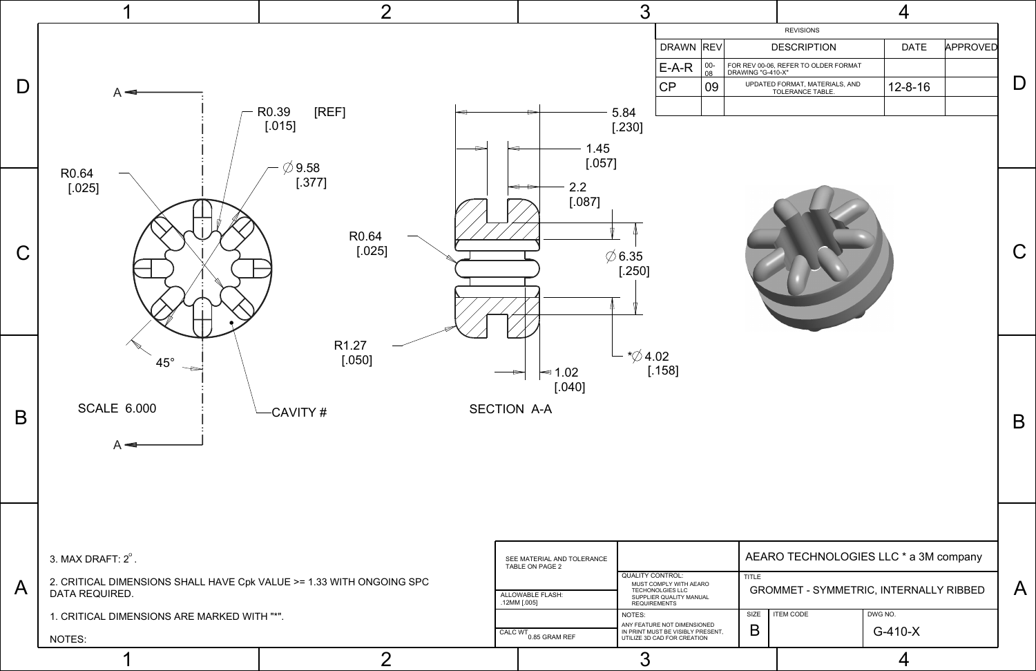## REVISIONS

| DRAWN | REV | DESCRIPTION | DATE | APPROVED |
|---|---|---|---|---|
| E-A-R | 00-08 | FOR REV 00-06, REFER TO OLDER FORMAT DRAWING "G-410-X" | | |
| CP | 09 | UPDATED FORMAT, MATERIALS, AND TOLERANCE TABLE. | 12-8-16 | |
| | | | | |

A — A

R0.39 [REF] [.015]

∅9.58 [.377]

R0.64 [.025]

45°

SCALE 6.000

CAVITY #

5.84 [.230]

1.45 [.057]

2.2 [.087]

R0.64 [.025]

∅6.35 [.250]

R1.27 [.050]

*∅4.02 [.158]

1.02 [.040]

SECTION A-A

3. MAX DRAFT: 2°.

2. CRITICAL DIMENSIONS SHALL HAVE Cpk VALUE >= 1.33 WITH ONGOING SPC DATA REQUIRED.

1. CRITICAL DIMENSIONS ARE MARKED WITH "*".

NOTES:

| | | |
|---|---|---|
| SEE MATERIAL AND TOLERANCE TABLE ON PAGE 2 | | AEARO TECHNOLOGIES LLC * a 3M company |
| ALLOWABLE FLASH: .12MM [.005] | QUALITY CONTROL: MUST COMPLY WITH AEARO TECHONOLGIES LLC SUPPLIER QUALITY MANUAL REQUIREMENTS | TITLE: GROMMET - SYMMETRIC, INTERNALLY RIBBED |
| CALC WT 0.85 GRAM REF | NOTES: ANY FEATURE NOT DIMENSIONED IN PRINT MUST BE VISIBLY PRESENT, UTILIZE 3D CAD FOR CREATION | SIZE: B / ITEM CODE: / DWG NO.: G-410-X |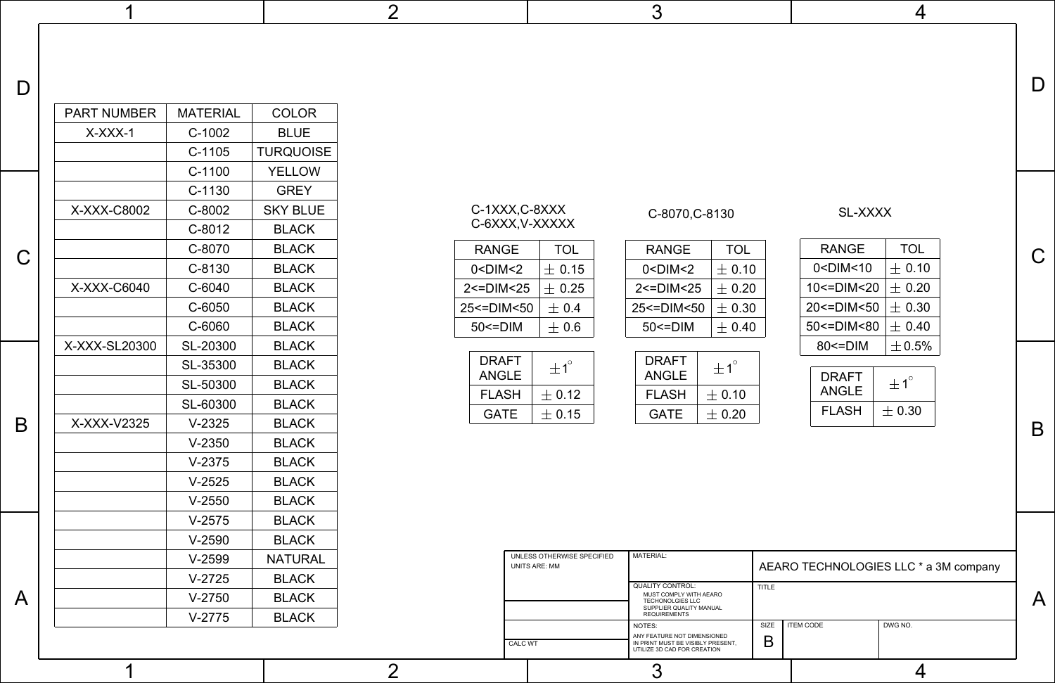| PART NUMBER | MATERIAL | COLOR |
|---|---|---|
| X-XXX-1 | C-1002 | BLUE |
| | C-1105 | TURQUOISE |
| | C-1100 | YELLOW |
| | C-1130 | GREY |
| X-XXX-C8002 | C-8002 | SKY BLUE |
| | C-8012 | BLACK |
| | C-8070 | BLACK |
| | C-8130 | BLACK |
| X-XXX-C6040 | C-6040 | BLACK |
| | C-6050 | BLACK |
| | C-6060 | BLACK |
| X-XXX-SL20300 | SL-20300 | BLACK |
| | SL-35300 | BLACK |
| | SL-50300 | BLACK |
| | SL-60300 | BLACK |
| X-XXX-V2325 | V-2325 | BLACK |
| | V-2350 | BLACK |
| | V-2375 | BLACK |
| | V-2525 | BLACK |
| | V-2550 | BLACK |
| | V-2575 | BLACK |
| | V-2590 | BLACK |
| | V-2599 | NATURAL |
| | V-2725 | BLACK |
| | V-2750 | BLACK |
| | V-2775 | BLACK |

C-1XXX,C-8XXX
C-6XXX,V-XXXXX

| RANGE | TOL |
|---|---|
| 0<DIM<2 | ± 0.15 |
| 2<=DIM<25 | ± 0.25 |
| 25<=DIM<50 | ± 0.4 |
| 50<=DIM | ± 0.6 |

| | |
|---|---|
| DRAFT ANGLE | ±1° |
| FLASH | ± 0.12 |
| GATE | ± 0.15 |

C-8070,C-8130

| RANGE | TOL |
|---|---|
| 0<DIM<2 | ± 0.10 |
| 2<=DIM<25 | ± 0.20 |
| 25<=DIM<50 | ± 0.30 |
| 50<=DIM | ± 0.40 |

| | |
|---|---|
| DRAFT ANGLE | ±1° |
| FLASH | ± 0.10 |
| GATE | ± 0.20 |

SL-XXXX

| RANGE | TOL |
|---|---|
| 0<DIM<10 | ± 0.10 |
| 10<=DIM<20 | ± 0.20 |
| 20<=DIM<50 | ± 0.30 |
| 50<=DIM<80 | ± 0.40 |
| 80<=DIM | ± 0.5% |

| | |
|---|---|
| DRAFT ANGLE | ±1° |
| FLASH | ± 0.30 |

UNLESS OTHERWISE SPECIFIED
UNITS ARE: MM

CALC WT

MATERIAL:

QUALITY CONTROL:
MUST COMPLY WITH AEARO TECHONOLGIES LLC SUPPLIER QUALITY MANUAL REQUIREMENTS

NOTES:
ANY FEATURE NOT DIMENSIONED IN PRINT MUST BE VISIBLY PRESENT, UTILIZE 3D CAD FOR CREATION

AEARO TECHNOLOGIES LLC * a 3M company

TITLE

SIZE: B

ITEM CODE

DWG NO.